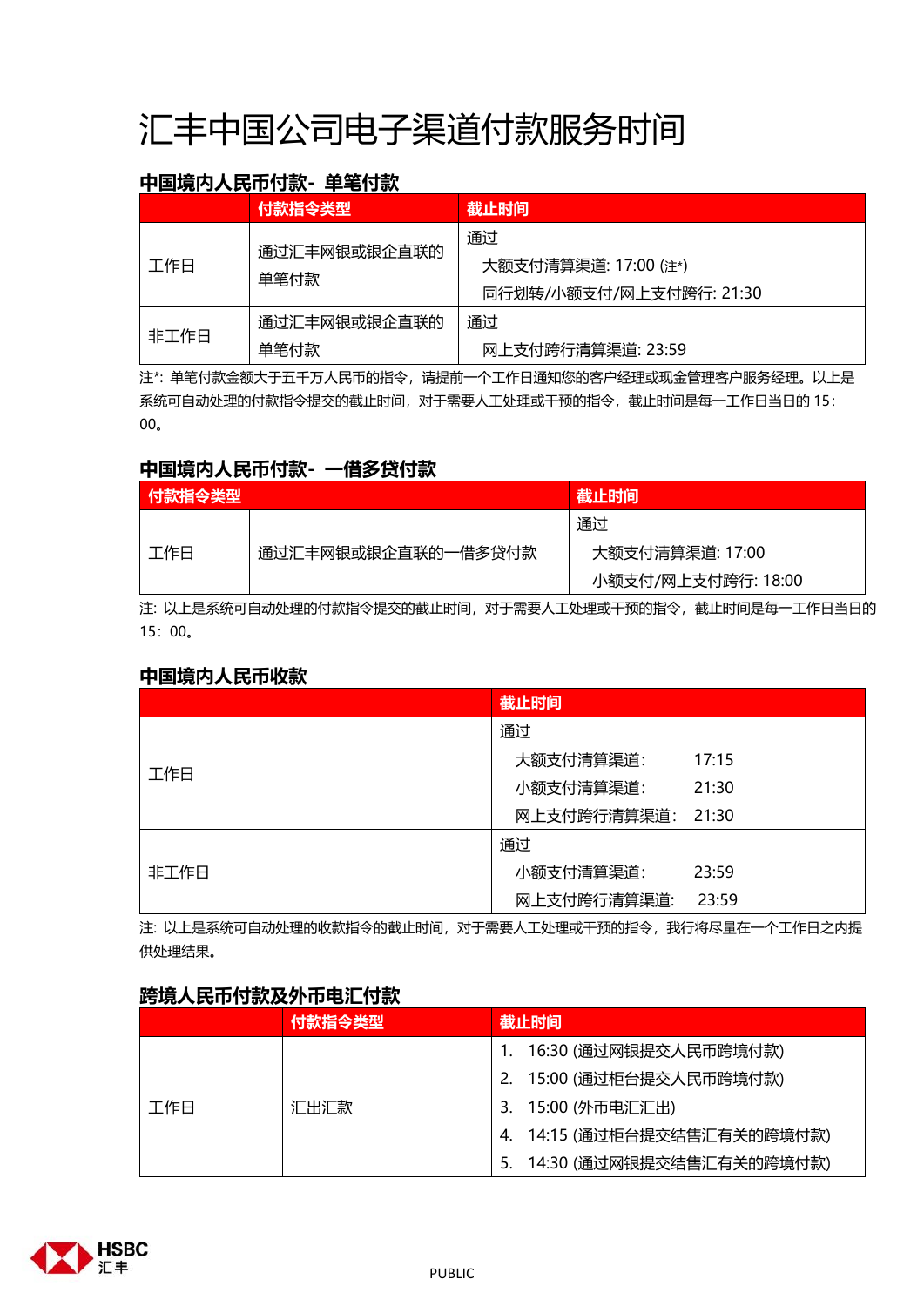# 汇丰中国公司电子渠道付款服务时间

### 中国境内人民币付款- 单笔付款

| | 付款指令类型 | 截止时间 |
|---|---|---|
| 工作日 | 通过汇丰网银或银企直联的单笔付款 | 通过<br>大额支付清算渠道: 17:00 (注*)<br>同行划转/小额支付/网上支付跨行: 21:30 |
| 非工作日 | 通过汇丰网银或银企直联的单笔付款 | 通过<br>网上支付跨行清算渠道: 23:59 |

注*: 单笔付款金额大于五千万人民币的指令，请提前一个工作日通知您的客户经理或现金管理客户服务经理。以上是系统可自动处理的付款指令提交的截止时间，对于需要人工处理或干预的指令，截止时间是每一工作日当日的 15：00。

### 中国境内人民币付款- 一借多贷付款

| 付款指令类型 | | 截止时间 |
|---|---|---|
| 工作日 | 通过汇丰网银或银企直联的一借多贷付款 | 通过<br>大额支付清算渠道: 17:00<br>小额支付/网上支付跨行: 18:00 |

注: 以上是系统可自动处理的付款指令提交的截止时间，对于需要人工处理或干预的指令，截止时间是每一工作日当日的 15：00。

### 中国境内人民币收款

| | 截止时间 |
|---|---|
| 工作日 | 通过<br>大额支付清算渠道: 17:15<br>小额支付清算渠道: 21:30<br>网上支付跨行清算渠道: 21:30 |
| 非工作日 | 通过<br>小额支付清算渠道: 23:59<br>网上支付跨行清算渠道: 23:59 |

注: 以上是系统可自动处理的收款指令的截止时间，对于需要人工处理或干预的指令，我行将尽量在一个工作日之内提供处理结果。

### 跨境人民币付款及外币电汇付款

| | 付款指令类型 | 截止时间 |
|---|---|---|
| 工作日 | 汇出汇款 | 1. 16:30 (通过网银提交人民币跨境付款)<br>2. 15:00 (通过柜台提交人民币跨境付款)<br>3. 15:00 (外币电汇汇出)<br>4. 14:15 (通过柜台提交结售汇有关的跨境付款)<br>5. 14:30 (通过网银提交结售汇有关的跨境付款) |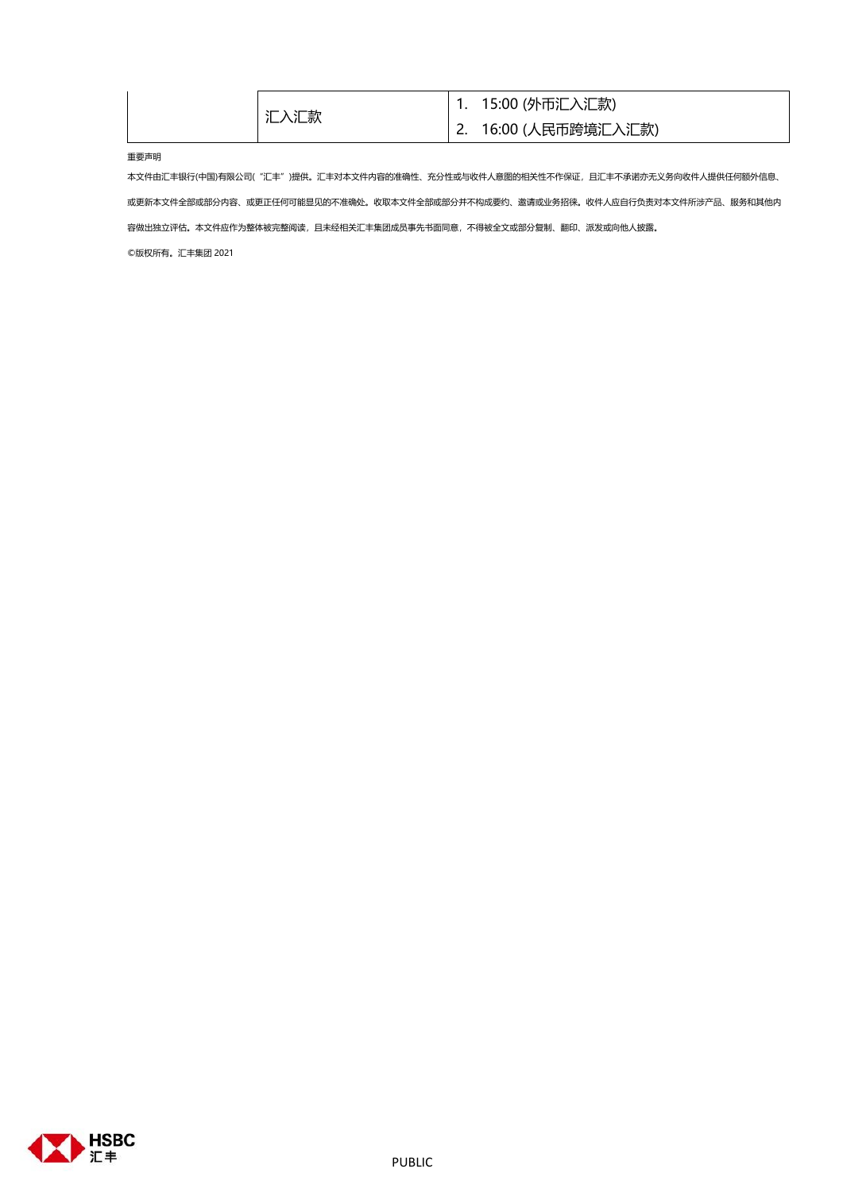| | | |
|---|---|---|
| | 汇入汇款 | 1. 15:00 (外币汇入汇款)<br>2. 16:00 (人民币跨境汇入汇款) |

重要声明

本文件由汇丰银行(中国)有限公司(“汇丰”)提供。汇丰对本文件内容的准确性、充分性或与收件人意图的相关性不作保证，且汇丰不承诺亦无义务向收件人提供任何额外信息、或更新本文件全部或部分内容、或更正任何可能显见的不准确处。收取本文件全部或部分并不构成要约、邀请或业务招徕。收件人应自行负责对本文件所涉产品、服务和其他内容做出独立评估。本文件应作为整体被完整阅读，且未经相关汇丰集团成员事先书面同意，不得被全文或部分复制、翻印、派发或向他人披露。

©版权所有。汇丰集团 2021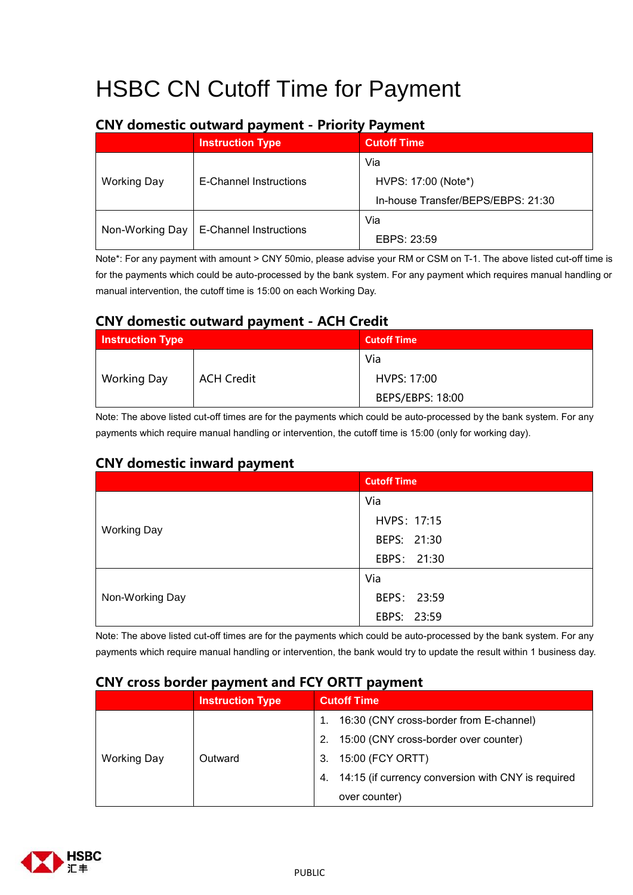# HSBC CN Cutoff Time for Payment

## CNY domestic outward payment - Priority Payment

| | Instruction Type | Cutoff Time |
|---|---|---|
| Working Day | E-Channel Instructions | Via<br>HVPS: 17:00 (Note*)<br>In-house Transfer/BEPS/EBPS: 21:30 |
| Non-Working Day | E-Channel Instructions | Via<br>EBPS: 23:59 |

Note*: For any payment with amount > CNY 50mio, please advise your RM or CSM on T-1. The above listed cut-off time is for the payments which could be auto-processed by the bank system. For any payment which requires manual handling or manual intervention, the cutoff time is 15:00 on each Working Day.

## CNY domestic outward payment - ACH Credit

| Instruction Type | | Cutoff Time |
|---|---|---|
| Working Day | ACH Credit | Via<br>HVPS: 17:00<br>BEPS/EBPS: 18:00 |

Note: The above listed cut-off times are for the payments which could be auto-processed by the bank system. For any payments which require manual handling or intervention, the cutoff time is 15:00 (only for working day).

## CNY domestic inward payment

| | Cutoff Time |
|---|---|
| Working Day | Via<br>HVPS：17:15<br>BEPS: 21:30<br>EBPS：21:30 |
| Non-Working Day | Via<br>BEPS：23:59<br>EBPS: 23:59 |

Note: The above listed cut-off times are for the payments which could be auto-processed by the bank system. For any payments which require manual handling or intervention, the bank would try to update the result within 1 business day.

## CNY cross border payment and FCY ORTT payment

| | Instruction Type | Cutoff Time |
|---|---|---|
| Working Day | Outward | 1. 16:30 (CNY cross-border from E-channel)<br>2. 15:00 (CNY cross-border over counter)<br>3. 15:00 (FCY ORTT)<br>4. 14:15 (if currency conversion with CNY is required over counter) |

PUBLIC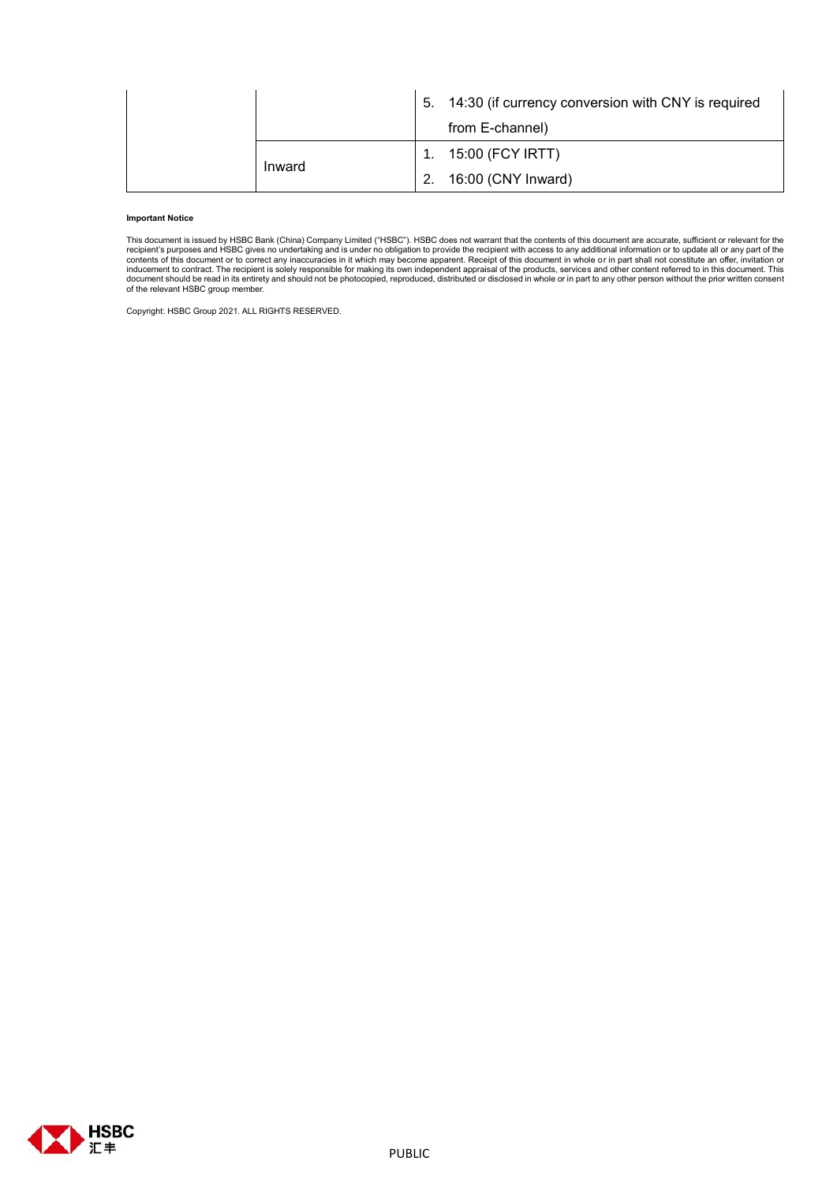| | | |
|---|---|---|
| | | 5. 14:30 (if currency conversion with CNY is required from E-channel) |
| | Inward | 1. 15:00 (FCY IRTT)<br>2. 16:00 (CNY Inward) |

**Important Notice**

This document is issued by HSBC Bank (China) Company Limited ("HSBC"). HSBC does not warrant that the contents of this document are accurate, sufficient or relevant for the recipient's purposes and HSBC gives no undertaking and is under no obligation to provide the recipient with access to any additional information or to update all or any part of the contents of this document or to correct any inaccuracies in it which may become apparent. Receipt of this document in whole or in part shall not constitute an offer, invitation or inducement to contract. The recipient is solely responsible for making its own independent appraisal of the products, services and other content referred to in this document. This document should be read in its entirety and should not be photocopied, reproduced, distributed or disclosed in whole or in part to any other person without the prior written consent of the relevant HSBC group member.

Copyright: HSBC Group 2021. ALL RIGHTS RESERVED.